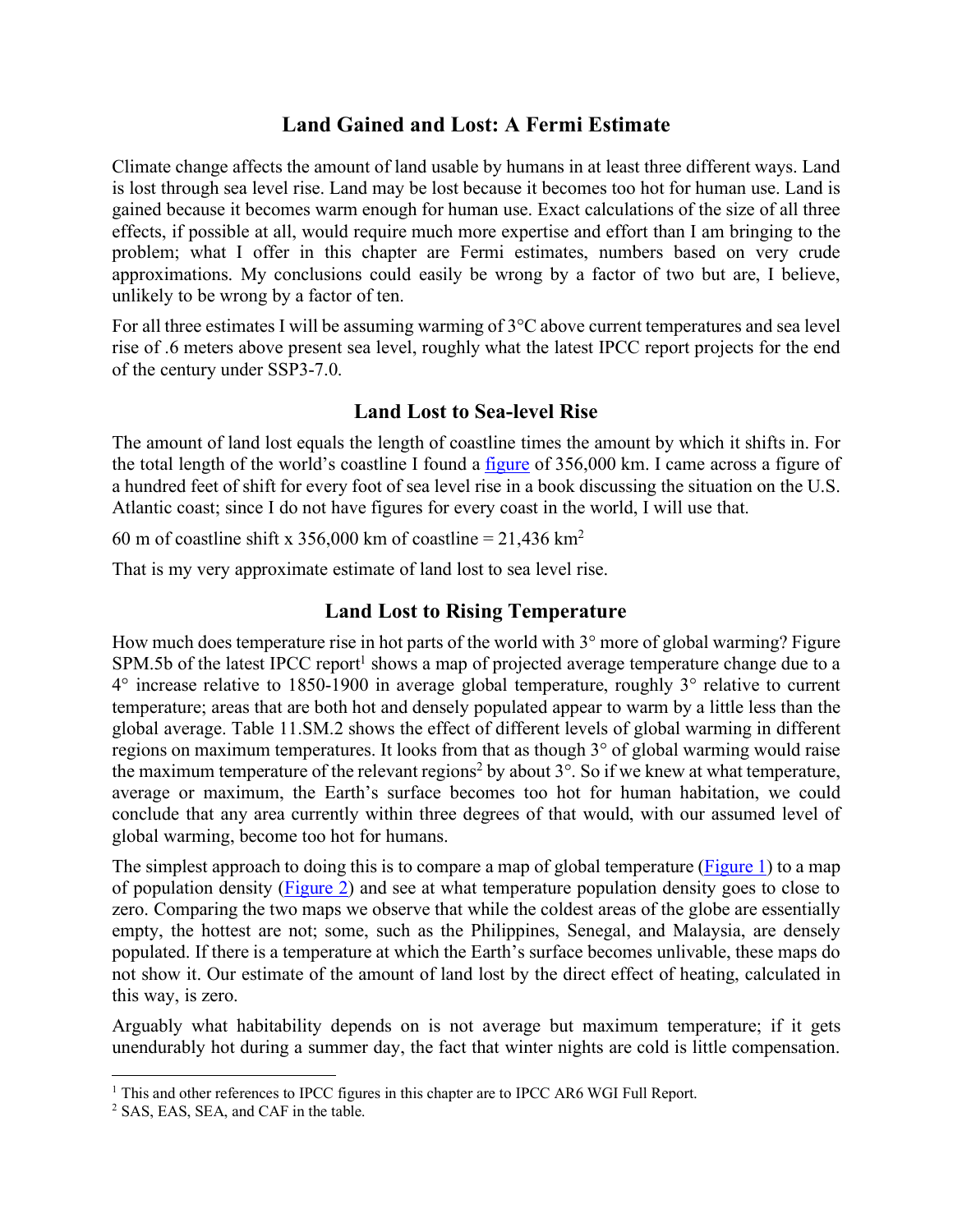# Land Gained and Lost: A Fermi Estimate

Climate change affects the amount of land usable by humans in at least three different ways. Land is lost through sea level rise. Land may be lost because it becomes too hot for human use. Land is gained because it becomes warm enough for human use. Exact calculations of the size of all three effects, if possible at all, would require much more expertise and effort than I am bringing to the problem; what I offer in this chapter are Fermi estimates, numbers based on very crude approximations. My conclusions could easily be wrong by a factor of two but are, I believe, unlikely to be wrong by a factor of ten.

For all three estimates I will be assuming warming of 3°C above current temperatures and sea level rise of .6 meters above present sea level, roughly what the latest IPCC report projects for the end of the century under SSP3-7.0.

## Land Lost to Sea-level Rise

The amount of land lost equals the length of coastline times the amount by which it shifts in. For the total length of the world's coastline I found a figure of 356,000 km. I came across a figure of a hundred feet of shift for every foot of sea level rise in a book discussing the situation on the U.S. Atlantic coast; since I do not have figures for every coast in the world, I will use that.

60 m of coastline shift x 356,000 km of coastline = 21,436 $km^2$

That is my very approximate estimate of land lost to sea level rise.

## Land Lost to Rising Temperature

How much does temperature rise in hot parts of the world with 3° more of global warming? Figure SPM.5b of the latest IPCC report[1] shows a map of projected average temperature change due to a 4° increase relative to 1850-1900 in average global temperature, roughly 3° relative to current temperature; areas that are both hot and densely populated appear to warm by a little less than the global average. Table 11.SM.2 shows the effect of different levels of global warming in different regions on maximum temperatures. It looks from that as though 3° of global warming would raise the maximum temperature of the relevant regions[2] by about 3°. So if we knew at what temperature, average or maximum, the Earth's surface becomes too hot for human habitation, we could conclude that any area currently within three degrees of that would, with our assumed level of global warming, become too hot for humans.

The simplest approach to doing this is to compare a map of global temperature (Figure 1) to a map of population density (Figure 2) and see at what temperature population density goes to close to zero. Comparing the two maps we observe that while the coldest areas of the globe are essentially empty, the hottest are not; some, such as the Philippines, Senegal, and Malaysia, are densely populated. If there is a temperature at which the Earth's surface becomes unlivable, these maps do not show it. Our estimate of the amount of land lost by the direct effect of heating, calculated in this way, is zero.

Arguably what habitability depends on is not average but maximum temperature; if it gets unendurably hot during a summer day, the fact that winter nights are cold is little compensation.

---

[1] This and other references to IPCC figures in this chapter are to IPCC AR6 WGI Full Report.

[2] SAS, EAS, SEA, and CAF in the table.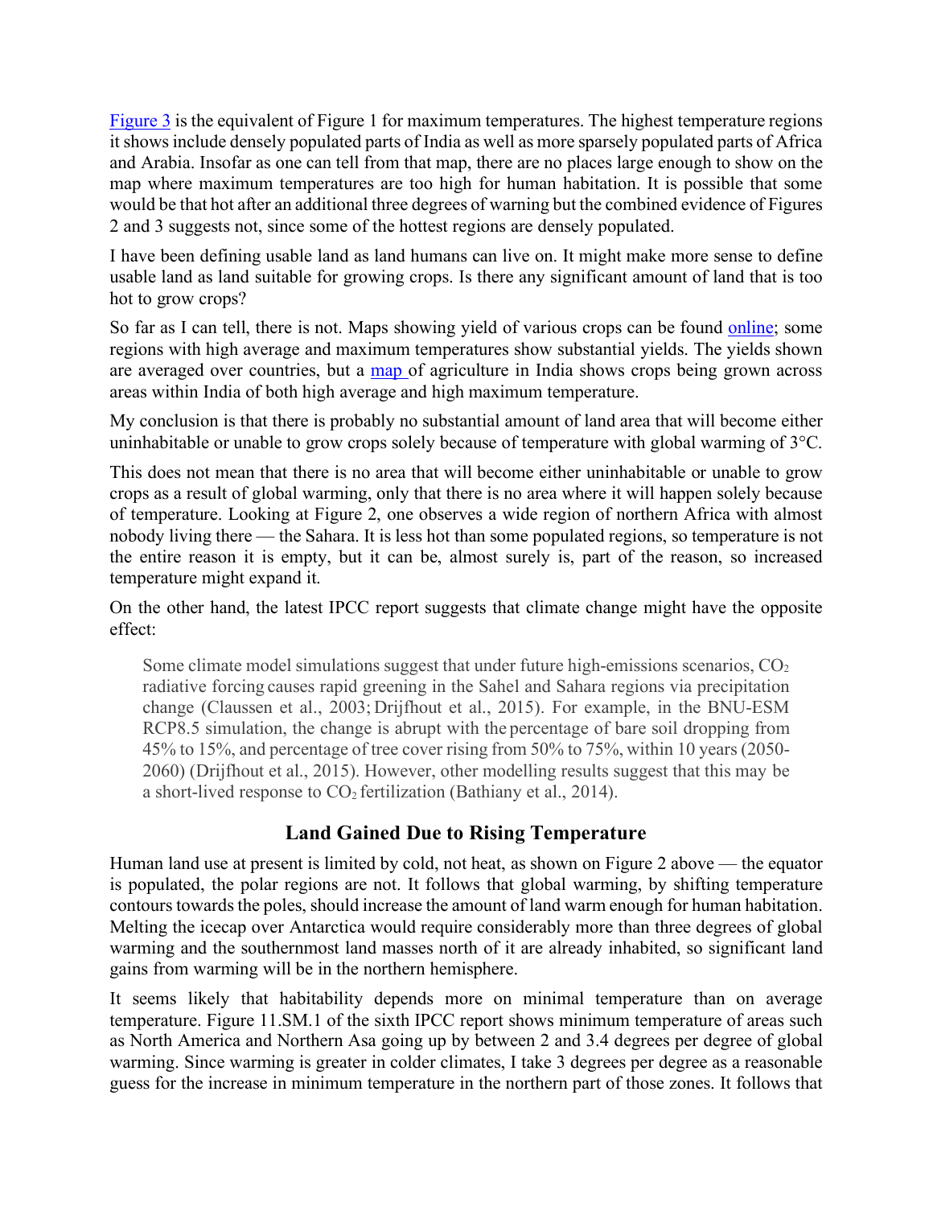Figure 3 is the equivalent of Figure 1 for maximum temperatures. The highest temperature regions it shows include densely populated parts of India as well as more sparsely populated parts of Africa and Arabia. Insofar as one can tell from that map, there are no places large enough to show on the map where maximum temperatures are too high for human habitation. It is possible that some would be that hot after an additional three degrees of warning but the combined evidence of Figures 2 and 3 suggests not, since some of the hottest regions are densely populated.

I have been defining usable land as land humans can live on. It might make more sense to define usable land as land suitable for growing crops. Is there any significant amount of land that is too hot to grow crops?

So far as I can tell, there is not. Maps showing yield of various crops can be found online; some regions with high average and maximum temperatures show substantial yields. The yields shown are averaged over countries, but a map of agriculture in India shows crops being grown across areas within India of both high average and high maximum temperature.

My conclusion is that there is probably no substantial amount of land area that will become either uninhabitable or unable to grow crops solely because of temperature with global warming of 3°C.

This does not mean that there is no area that will become either uninhabitable or unable to grow crops as a result of global warming, only that there is no area where it will happen solely because of temperature. Looking at Figure 2, one observes a wide region of northern Africa with almost nobody living there — the Sahara. It is less hot than some populated regions, so temperature is not the entire reason it is empty, but it can be, almost surely is, part of the reason, so increased temperature might expand it.

On the other hand, the latest IPCC report suggests that climate change might have the opposite effect:

> Some climate model simulations suggest that under future high-emissions scenarios, $CO_2$ radiative forcing causes rapid greening in the Sahel and Sahara regions via precipitation change (Claussen et al., 2003; Drijfhout et al., 2015). For example, in the BNU-ESM RCP8.5 simulation, the change is abrupt with the percentage of bare soil dropping from 45% to 15%, and percentage of tree cover rising from 50% to 75%, within 10 years (2050-2060) (Drijfhout et al., 2015). However, other modelling results suggest that this may be a short-lived response to $CO_2$ fertilization (Bathiany et al., 2014).

## Land Gained Due to Rising Temperature

Human land use at present is limited by cold, not heat, as shown on Figure 2 above — the equator is populated, the polar regions are not. It follows that global warming, by shifting temperature contours towards the poles, should increase the amount of land warm enough for human habitation. Melting the icecap over Antarctica would require considerably more than three degrees of global warming and the southernmost land masses north of it are already inhabited, so significant land gains from warming will be in the northern hemisphere.

It seems likely that habitability depends more on minimal temperature than on average temperature. Figure 11.SM.1 of the sixth IPCC report shows minimum temperature of areas such as North America and Northern Asa going up by between 2 and 3.4 degrees per degree of global warming. Since warming is greater in colder climates, I take 3 degrees per degree as a reasonable guess for the increase in minimum temperature in the northern part of those zones. It follows that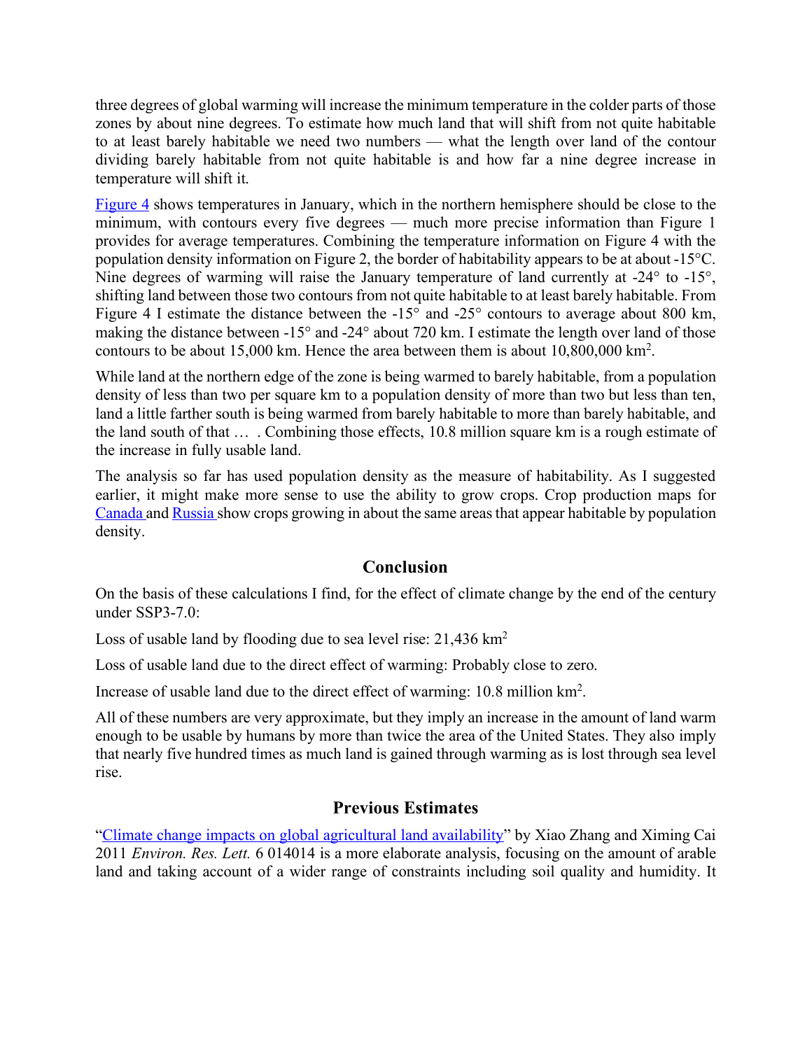three degrees of global warming will increase the minimum temperature in the colder parts of those zones by about nine degrees. To estimate how much land that will shift from not quite habitable to at least barely habitable we need two numbers — what the length over land of the contour dividing barely habitable from not quite habitable is and how far a nine degree increase in temperature will shift it.

[Figure 4](#) shows temperatures in January, which in the northern hemisphere should be close to the minimum, with contours every five degrees — much more precise information than Figure 1 provides for average temperatures. Combining the temperature information on Figure 4 with the population density information on Figure 2, the border of habitability appears to be at about -15°C. Nine degrees of warming will raise the January temperature of land currently at -24° to -15°, shifting land between those two contours from not quite habitable to at least barely habitable. From Figure 4 I estimate the distance between the -15° and -25° contours to average about 800 km, making the distance between -15° and -24° about 720 km. I estimate the length over land of those contours to be about 15,000 km. Hence the area between them is about 10,800,000 km$^2$.

While land at the northern edge of the zone is being warmed to barely habitable, from a population density of less than two per square km to a population density of more than two but less than ten, land a little farther south is being warmed from barely habitable to more than barely habitable, and the land south of that … . Combining those effects, 10.8 million square km is a rough estimate of the increase in fully usable land.

The analysis so far has used population density as the measure of habitability. As I suggested earlier, it might make more sense to use the ability to grow crops. Crop production maps for [Canada](#) and [Russia](#) show crops growing in about the same areas that appear habitable by population density.

## Conclusion

On the basis of these calculations I find, for the effect of climate change by the end of the century under SSP3-7.0:

Loss of usable land by flooding due to sea level rise: 21,436 km$^2$

Loss of usable land due to the direct effect of warming: Probably close to zero.

Increase of usable land due to the direct effect of warming: 10.8 million km$^2$.

All of these numbers are very approximate, but they imply an increase in the amount of land warm enough to be usable by humans by more than twice the area of the United States. They also imply that nearly five hundred times as much land is gained through warming as is lost through sea level rise.

## Previous Estimates

"[Climate change impacts on global agricultural land availability](#)" by Xiao Zhang and Ximing Cai 2011 *Environ. Res. Lett.* 6 014014 is a more elaborate analysis, focusing on the amount of arable land and taking account of a wider range of constraints including soil quality and humidity. It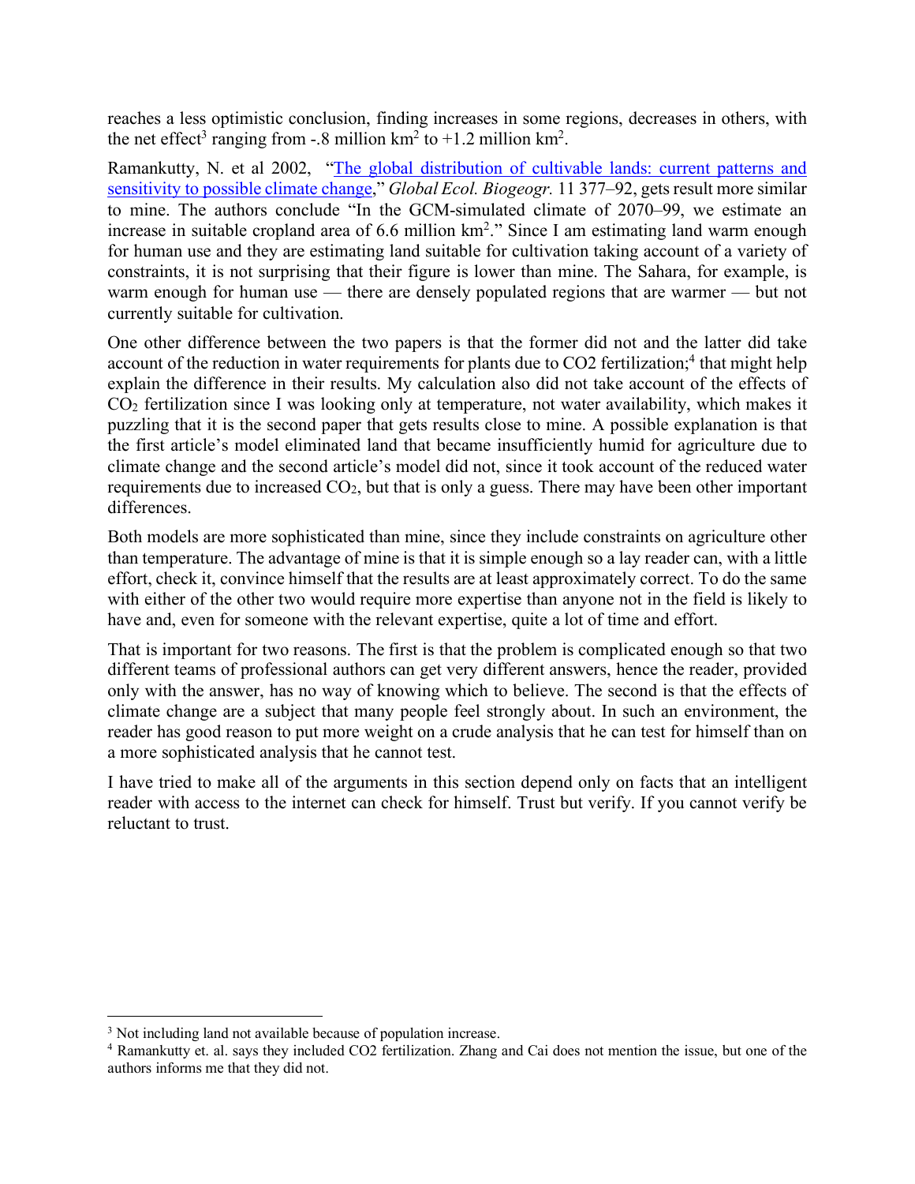reaches a less optimistic conclusion, finding increases in some regions, decreases in others, with the net effect[3] ranging from -.8 million km$^2$ to +1.2 million km$^2$.

Ramankutty, N. et al 2002, "[The global distribution of cultivable lands: current patterns and sensitivity to possible climate change](#)," *Global Ecol. Biogeogr.* 11 377–92, gets result more similar to mine. The authors conclude "In the GCM-simulated climate of 2070–99, we estimate an increase in suitable cropland area of 6.6 million km$^2$." Since I am estimating land warm enough for human use and they are estimating land suitable for cultivation taking account of a variety of constraints, it is not surprising that their figure is lower than mine. The Sahara, for example, is warm enough for human use — there are densely populated regions that are warmer — but not currently suitable for cultivation.

One other difference between the two papers is that the former did not and the latter did take account of the reduction in water requirements for plants due to CO2 fertilization;[4] that might help explain the difference in their results. My calculation also did not take account of the effects of $CO_2$ fertilization since I was looking only at temperature, not water availability, which makes it puzzling that it is the second paper that gets results close to mine. A possible explanation is that the first article's model eliminated land that became insufficiently humid for agriculture due to climate change and the second article's model did not, since it took account of the reduced water requirements due to increased $CO_2$, but that is only a guess. There may have been other important differences.

Both models are more sophisticated than mine, since they include constraints on agriculture other than temperature. The advantage of mine is that it is simple enough so a lay reader can, with a little effort, check it, convince himself that the results are at least approximately correct. To do the same with either of the other two would require more expertise than anyone not in the field is likely to have and, even for someone with the relevant expertise, quite a lot of time and effort.

That is important for two reasons. The first is that the problem is complicated enough so that two different teams of professional authors can get very different answers, hence the reader, provided only with the answer, has no way of knowing which to believe. The second is that the effects of climate change are a subject that many people feel strongly about. In such an environment, the reader has good reason to put more weight on a crude analysis that he can test for himself than on a more sophisticated analysis that he cannot test.

I have tried to make all of the arguments in this section depend only on facts that an intelligent reader with access to the internet can check for himself. Trust but verify. If you cannot verify be reluctant to trust.

---

[3] Not including land not available because of population increase.

[4] Ramankutty et. al. says they included CO2 fertilization. Zhang and Cai does not mention the issue, but one of the authors informs me that they did not.